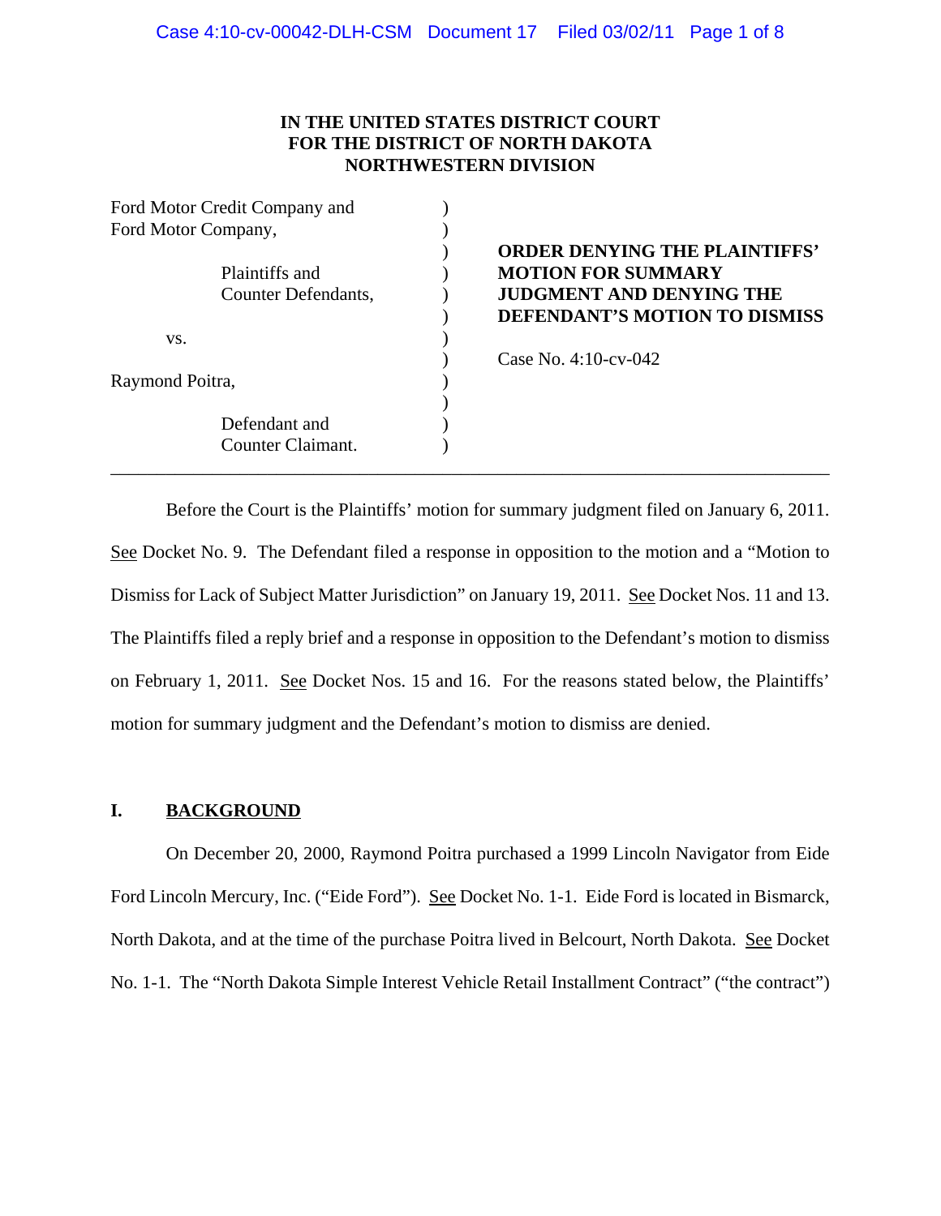IN THE UNITED STATES DISTRICT COURT
FOR THE DISTRICT OF NORTH DAKOTA
NORTHWESTERN DIVISION

| | | |
|---|---|---|
| Ford Motor Credit Company and Ford Motor Company, | ) | |
| Plaintiffs and Counter Defendants, | ) | **ORDER DENYING THE PLAINTIFFS' MOTION FOR SUMMARY JUDGMENT AND DENYING THE DEFENDANT'S MOTION TO DISMISS** |
| vs. | ) | Case No. 4:10-cv-042 |
| Raymond Poitra, | ) | |
| Defendant and Counter Claimant. | ) | |

---

Before the Court is the Plaintiffs' motion for summary judgment filed on January 6, 2011. See Docket No. 9. The Defendant filed a response in opposition to the motion and a "Motion to Dismiss for Lack of Subject Matter Jurisdiction" on January 19, 2011. See Docket Nos. 11 and 13. The Plaintiffs filed a reply brief and a response in opposition to the Defendant's motion to dismiss on February 1, 2011. See Docket Nos. 15 and 16. For the reasons stated below, the Plaintiffs' motion for summary judgment and the Defendant's motion to dismiss are denied.

## I. BACKGROUND

On December 20, 2000, Raymond Poitra purchased a 1999 Lincoln Navigator from Eide Ford Lincoln Mercury, Inc. ("Eide Ford"). See Docket No. 1-1. Eide Ford is located in Bismarck, North Dakota, and at the time of the purchase Poitra lived in Belcourt, North Dakota. See Docket No. 1-1. The "North Dakota Simple Interest Vehicle Retail Installment Contract" ("the contract")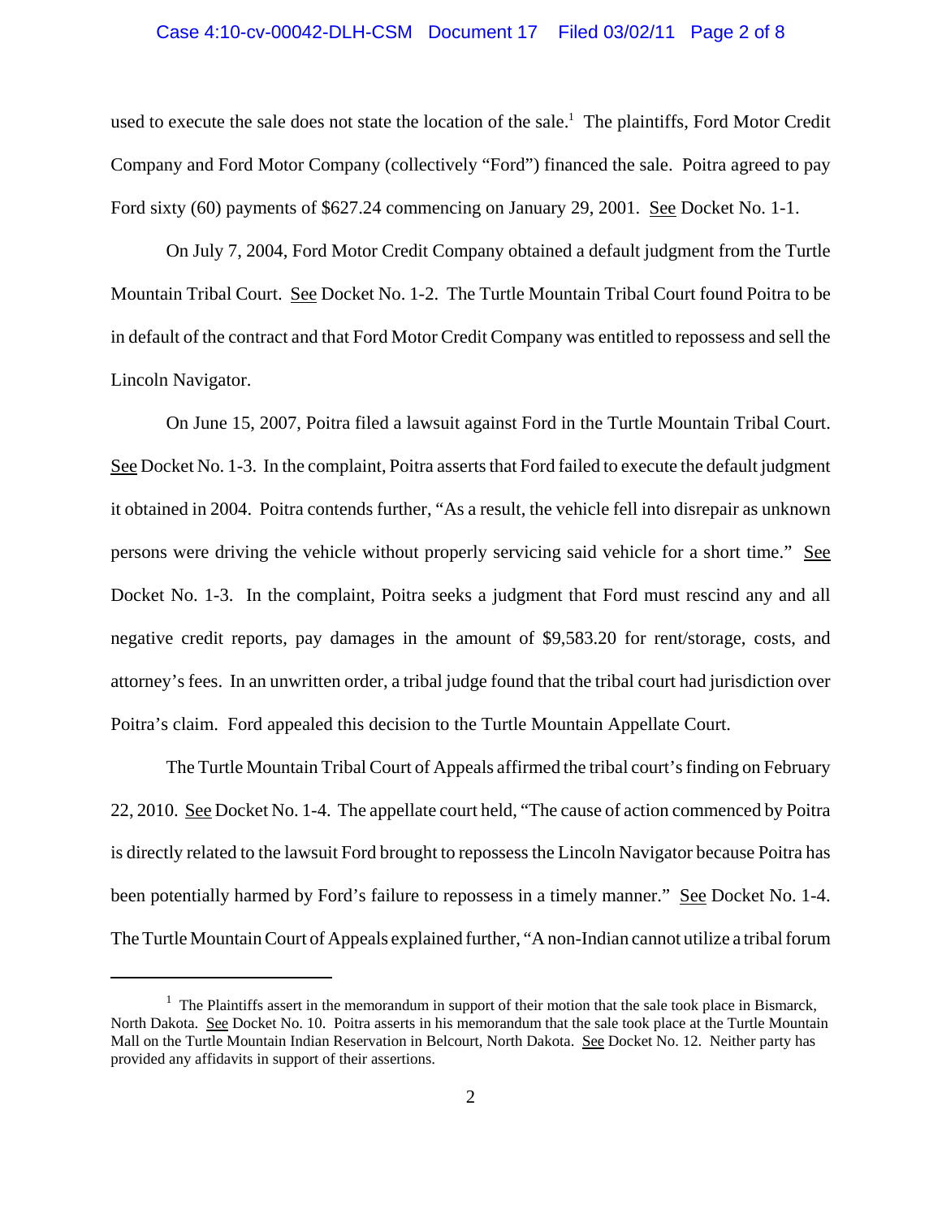used to execute the sale does not state the location of the sale.[1] The plaintiffs, Ford Motor Credit Company and Ford Motor Company (collectively "Ford") financed the sale. Poitra agreed to pay Ford sixty (60) payments of $627.24 commencing on January 29, 2001. See Docket No. 1-1.

On July 7, 2004, Ford Motor Credit Company obtained a default judgment from the Turtle Mountain Tribal Court. See Docket No. 1-2. The Turtle Mountain Tribal Court found Poitra to be in default of the contract and that Ford Motor Credit Company was entitled to repossess and sell the Lincoln Navigator.

On June 15, 2007, Poitra filed a lawsuit against Ford in the Turtle Mountain Tribal Court. See Docket No. 1-3. In the complaint, Poitra asserts that Ford failed to execute the default judgment it obtained in 2004. Poitra contends further, "As a result, the vehicle fell into disrepair as unknown persons were driving the vehicle without properly servicing said vehicle for a short time." See Docket No. 1-3. In the complaint, Poitra seeks a judgment that Ford must rescind any and all negative credit reports, pay damages in the amount of $9,583.20 for rent/storage, costs, and attorney's fees. In an unwritten order, a tribal judge found that the tribal court had jurisdiction over Poitra's claim. Ford appealed this decision to the Turtle Mountain Appellate Court.

The Turtle Mountain Tribal Court of Appeals affirmed the tribal court's finding on February 22, 2010. See Docket No. 1-4. The appellate court held, "The cause of action commenced by Poitra is directly related to the lawsuit Ford brought to repossess the Lincoln Navigator because Poitra has been potentially harmed by Ford's failure to repossess in a timely manner." See Docket No. 1-4. The Turtle Mountain Court of Appeals explained further, "A non-Indian cannot utilize a tribal forum

[1] The Plaintiffs assert in the memorandum in support of their motion that the sale took place in Bismarck, North Dakota. See Docket No. 10. Poitra asserts in his memorandum that the sale took place at the Turtle Mountain Mall on the Turtle Mountain Indian Reservation in Belcourt, North Dakota. See Docket No. 12. Neither party has provided any affidavits in support of their assertions.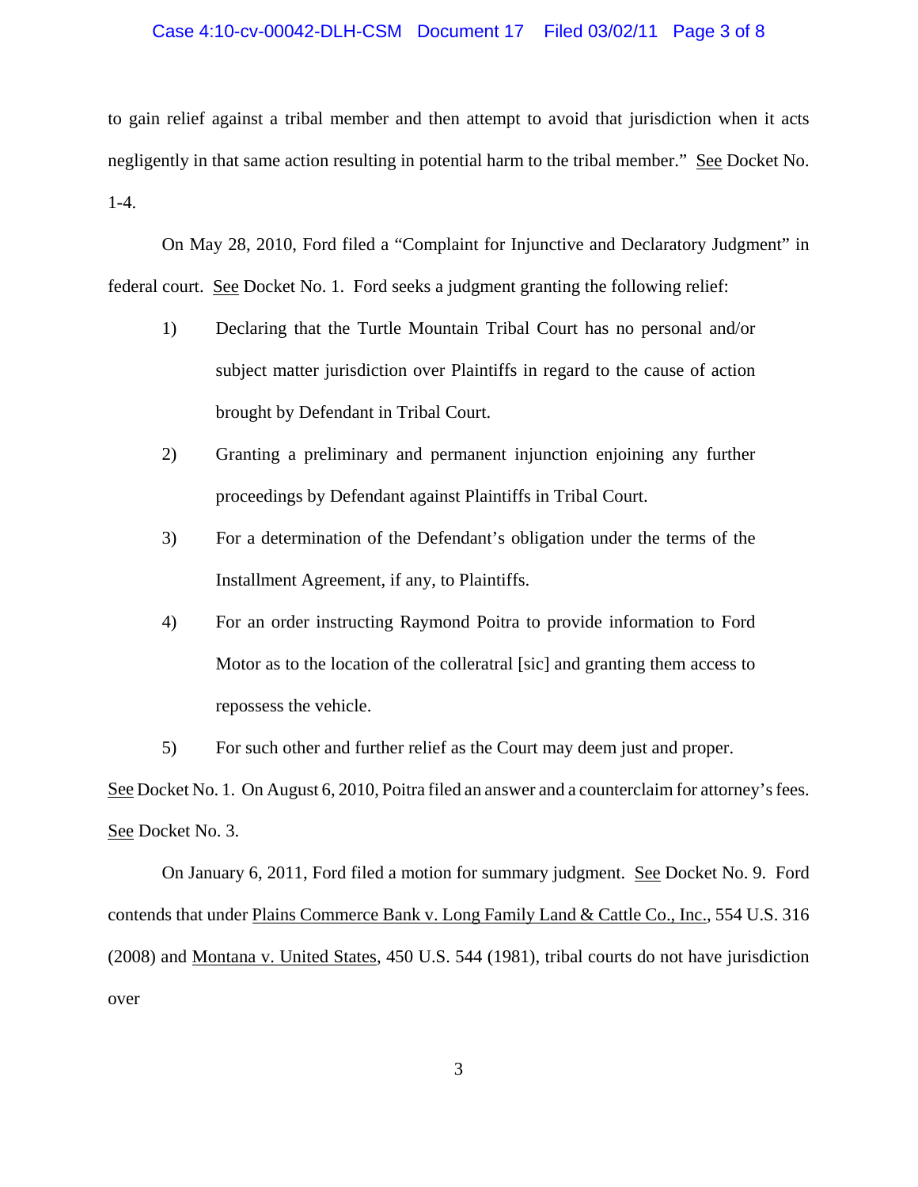to gain relief against a tribal member and then attempt to avoid that jurisdiction when it acts negligently in that same action resulting in potential harm to the tribal member." See Docket No. 1-4.

On May 28, 2010, Ford filed a "Complaint for Injunctive and Declaratory Judgment" in federal court. See Docket No. 1. Ford seeks a judgment granting the following relief:

1) Declaring that the Turtle Mountain Tribal Court has no personal and/or subject matter jurisdiction over Plaintiffs in regard to the cause of action brought by Defendant in Tribal Court.

2) Granting a preliminary and permanent injunction enjoining any further proceedings by Defendant against Plaintiffs in Tribal Court.

3) For a determination of the Defendant's obligation under the terms of the Installment Agreement, if any, to Plaintiffs.

4) For an order instructing Raymond Poitra to provide information to Ford Motor as to the location of the colleratral [sic] and granting them access to repossess the vehicle.

5) For such other and further relief as the Court may deem just and proper.

See Docket No. 1. On August 6, 2010, Poitra filed an answer and a counterclaim for attorney's fees. See Docket No. 3.

On January 6, 2011, Ford filed a motion for summary judgment. See Docket No. 9. Ford contends that under Plains Commerce Bank v. Long Family Land & Cattle Co., Inc., 554 U.S. 316 (2008) and Montana v. United States, 450 U.S. 544 (1981), tribal courts do not have jurisdiction over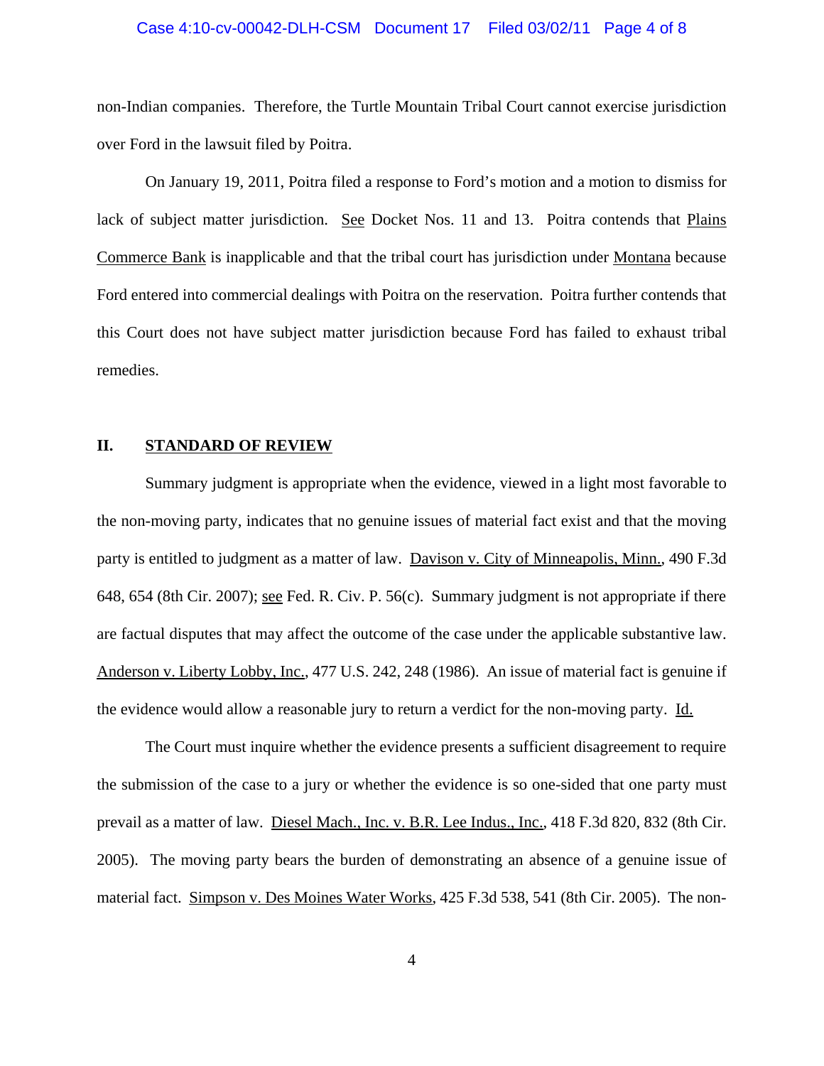non-Indian companies. Therefore, the Turtle Mountain Tribal Court cannot exercise jurisdiction over Ford in the lawsuit filed by Poitra.

On January 19, 2011, Poitra filed a response to Ford's motion and a motion to dismiss for lack of subject matter jurisdiction. See Docket Nos. 11 and 13. Poitra contends that Plains Commerce Bank is inapplicable and that the tribal court has jurisdiction under Montana because Ford entered into commercial dealings with Poitra on the reservation. Poitra further contends that this Court does not have subject matter jurisdiction because Ford has failed to exhaust tribal remedies.

## II. STANDARD OF REVIEW

Summary judgment is appropriate when the evidence, viewed in a light most favorable to the non-moving party, indicates that no genuine issues of material fact exist and that the moving party is entitled to judgment as a matter of law. Davison v. City of Minneapolis, Minn., 490 F.3d 648, 654 (8th Cir. 2007); see Fed. R. Civ. P. 56(c). Summary judgment is not appropriate if there are factual disputes that may affect the outcome of the case under the applicable substantive law. Anderson v. Liberty Lobby, Inc., 477 U.S. 242, 248 (1986). An issue of material fact is genuine if the evidence would allow a reasonable jury to return a verdict for the non-moving party. Id.

The Court must inquire whether the evidence presents a sufficient disagreement to require the submission of the case to a jury or whether the evidence is so one-sided that one party must prevail as a matter of law. Diesel Mach., Inc. v. B.R. Lee Indus., Inc., 418 F.3d 820, 832 (8th Cir. 2005). The moving party bears the burden of demonstrating an absence of a genuine issue of material fact. Simpson v. Des Moines Water Works, 425 F.3d 538, 541 (8th Cir. 2005). The non-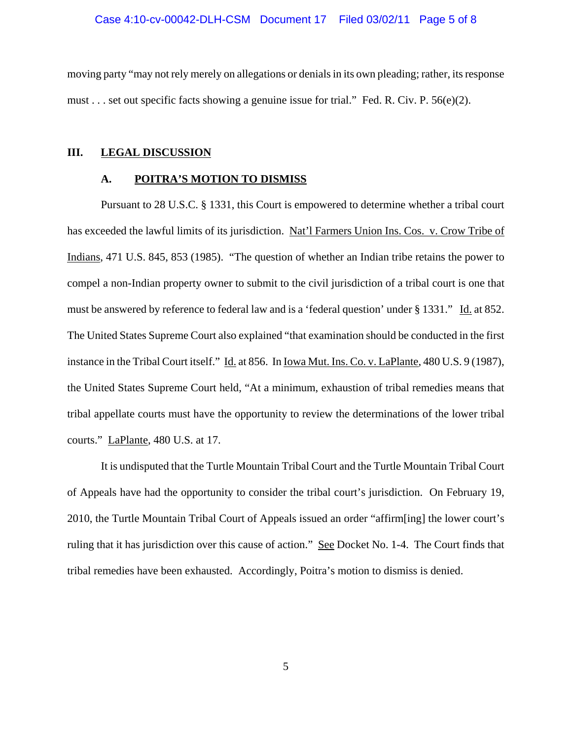moving party "may not rely merely on allegations or denials in its own pleading; rather, its response must . . . set out specific facts showing a genuine issue for trial." Fed. R. Civ. P. 56(e)(2).

## III. LEGAL DISCUSSION

### A. POITRA'S MOTION TO DISMISS

Pursuant to 28 U.S.C. § 1331, this Court is empowered to determine whether a tribal court has exceeded the lawful limits of its jurisdiction. Nat'l Farmers Union Ins. Cos. v. Crow Tribe of Indians, 471 U.S. 845, 853 (1985). "The question of whether an Indian tribe retains the power to compel a non-Indian property owner to submit to the civil jurisdiction of a tribal court is one that must be answered by reference to federal law and is a 'federal question' under § 1331." Id. at 852. The United States Supreme Court also explained "that examination should be conducted in the first instance in the Tribal Court itself." Id. at 856. In Iowa Mut. Ins. Co. v. LaPlante, 480 U.S. 9 (1987), the United States Supreme Court held, "At a minimum, exhaustion of tribal remedies means that tribal appellate courts must have the opportunity to review the determinations of the lower tribal courts." LaPlante, 480 U.S. at 17.

It is undisputed that the Turtle Mountain Tribal Court and the Turtle Mountain Tribal Court of Appeals have had the opportunity to consider the tribal court's jurisdiction. On February 19, 2010, the Turtle Mountain Tribal Court of Appeals issued an order "affirm[ing] the lower court's ruling that it has jurisdiction over this cause of action." See Docket No. 1-4. The Court finds that tribal remedies have been exhausted. Accordingly, Poitra's motion to dismiss is denied.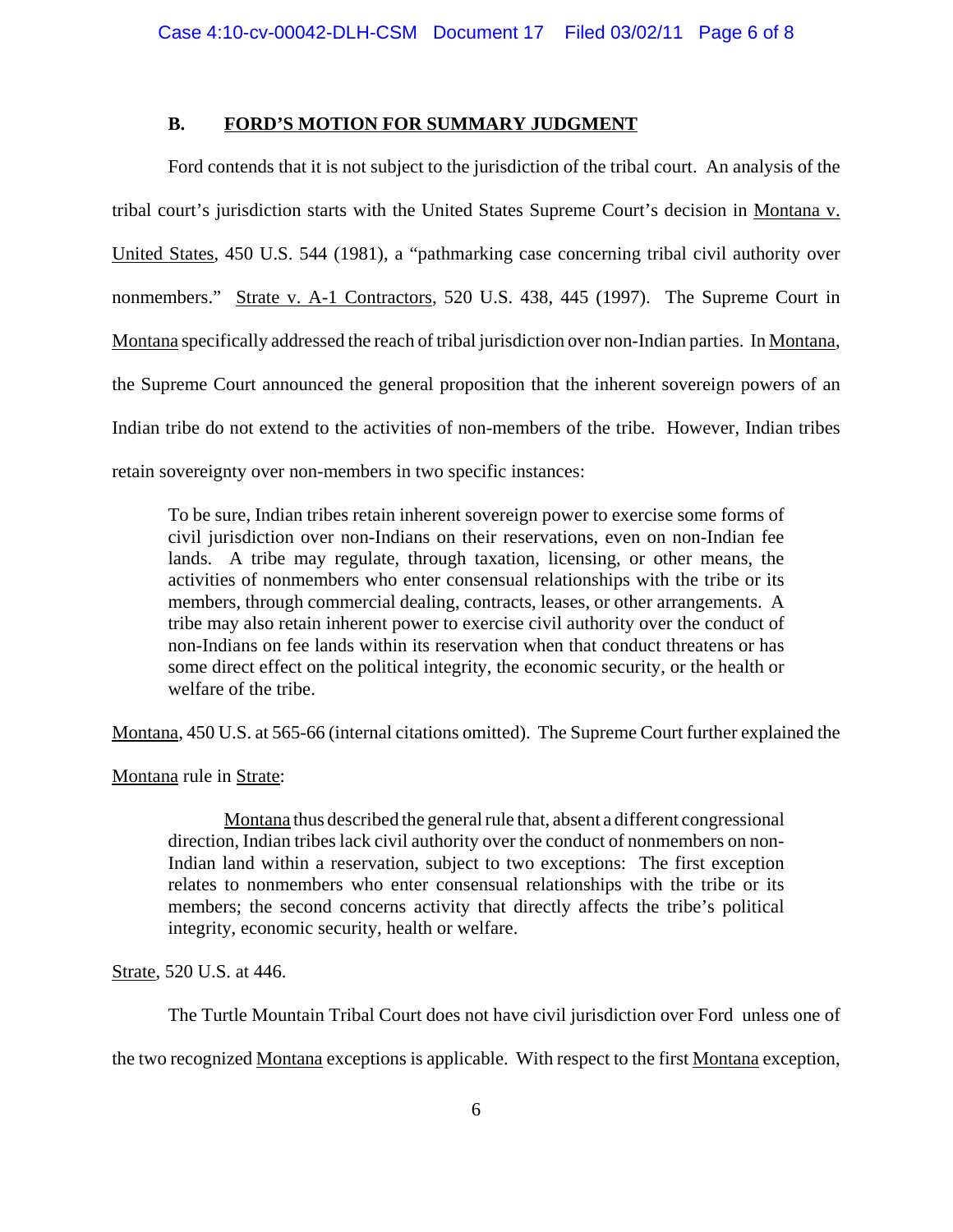### B. FORD'S MOTION FOR SUMMARY JUDGMENT

Ford contends that it is not subject to the jurisdiction of the tribal court. An analysis of the tribal court's jurisdiction starts with the United States Supreme Court's decision in Montana v. United States, 450 U.S. 544 (1981), a "pathmarking case concerning tribal civil authority over nonmembers." Strate v. A-1 Contractors, 520 U.S. 438, 445 (1997). The Supreme Court in Montana specifically addressed the reach of tribal jurisdiction over non-Indian parties. In Montana, the Supreme Court announced the general proposition that the inherent sovereign powers of an Indian tribe do not extend to the activities of non-members of the tribe. However, Indian tribes retain sovereignty over non-members in two specific instances:

> To be sure, Indian tribes retain inherent sovereign power to exercise some forms of civil jurisdiction over non-Indians on their reservations, even on non-Indian fee lands. A tribe may regulate, through taxation, licensing, or other means, the activities of nonmembers who enter consensual relationships with the tribe or its members, through commercial dealing, contracts, leases, or other arrangements. A tribe may also retain inherent power to exercise civil authority over the conduct of non-Indians on fee lands within its reservation when that conduct threatens or has some direct effect on the political integrity, the economic security, or the health or welfare of the tribe.

Montana, 450 U.S. at 565-66 (internal citations omitted). The Supreme Court further explained the Montana rule in Strate:

> Montana thus described the general rule that, absent a different congressional direction, Indian tribes lack civil authority over the conduct of nonmembers on non-Indian land within a reservation, subject to two exceptions: The first exception relates to nonmembers who enter consensual relationships with the tribe or its members; the second concerns activity that directly affects the tribe's political integrity, economic security, health or welfare.

Strate, 520 U.S. at 446.

The Turtle Mountain Tribal Court does not have civil jurisdiction over Ford unless one of the two recognized Montana exceptions is applicable. With respect to the first Montana exception,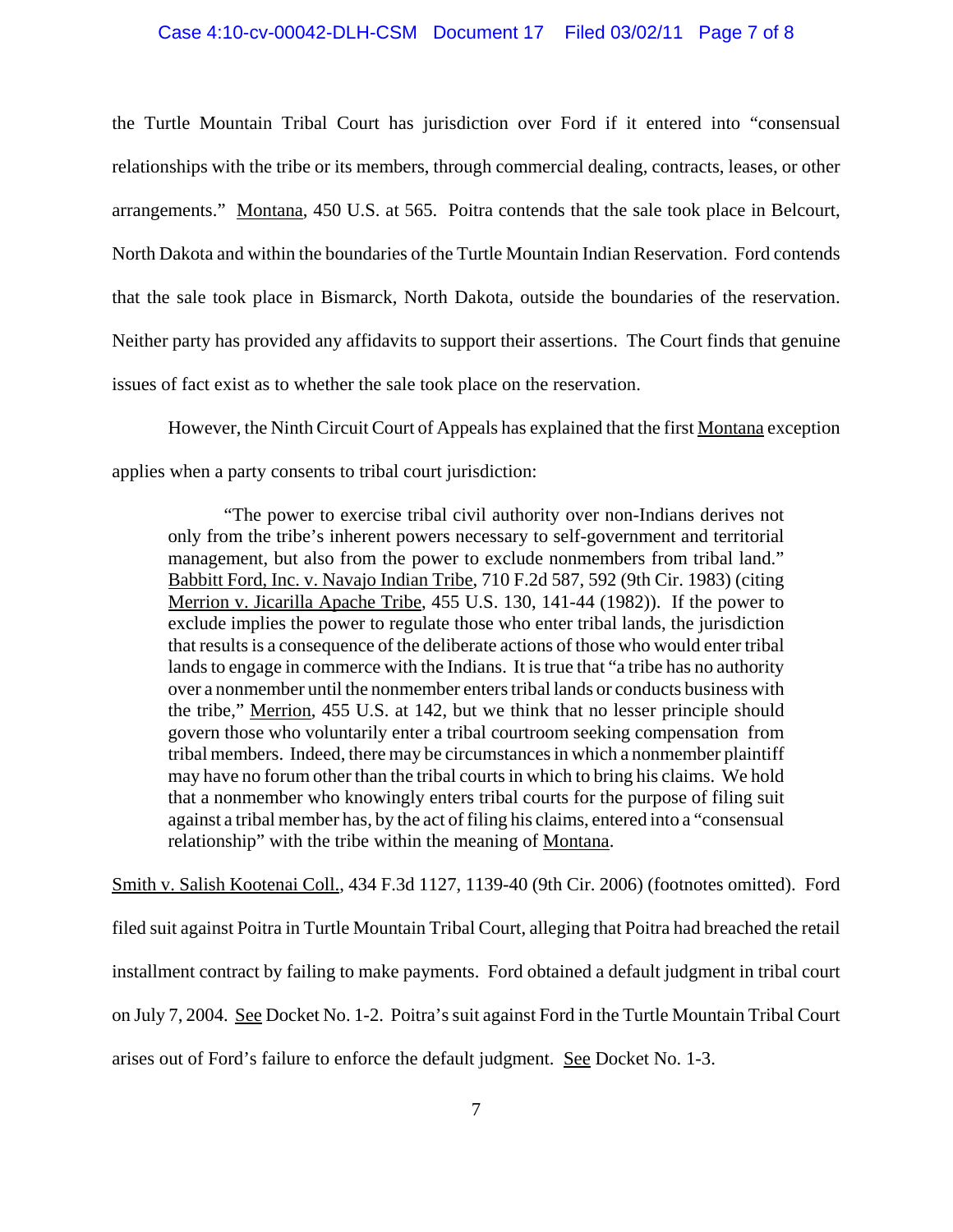the Turtle Mountain Tribal Court has jurisdiction over Ford if it entered into "consensual relationships with the tribe or its members, through commercial dealing, contracts, leases, or other arrangements." Montana, 450 U.S. at 565. Poitra contends that the sale took place in Belcourt, North Dakota and within the boundaries of the Turtle Mountain Indian Reservation. Ford contends that the sale took place in Bismarck, North Dakota, outside the boundaries of the reservation. Neither party has provided any affidavits to support their assertions. The Court finds that genuine issues of fact exist as to whether the sale took place on the reservation.

However, the Ninth Circuit Court of Appeals has explained that the first Montana exception applies when a party consents to tribal court jurisdiction:

> "The power to exercise tribal civil authority over non-Indians derives not only from the tribe's inherent powers necessary to self-government and territorial management, but also from the power to exclude nonmembers from tribal land." Babbitt Ford, Inc. v. Navajo Indian Tribe, 710 F.2d 587, 592 (9th Cir. 1983) (citing Merrion v. Jicarilla Apache Tribe, 455 U.S. 130, 141-44 (1982)). If the power to exclude implies the power to regulate those who enter tribal lands, the jurisdiction that results is a consequence of the deliberate actions of those who would enter tribal lands to engage in commerce with the Indians. It is true that "a tribe has no authority over a nonmember until the nonmember enters tribal lands or conducts business with the tribe," Merrion, 455 U.S. at 142, but we think that no lesser principle should govern those who voluntarily enter a tribal courtroom seeking compensation from tribal members. Indeed, there may be circumstances in which a nonmember plaintiff may have no forum other than the tribal courts in which to bring his claims. We hold that a nonmember who knowingly enters tribal courts for the purpose of filing suit against a tribal member has, by the act of filing his claims, entered into a "consensual relationship" with the tribe within the meaning of Montana.

Smith v. Salish Kootenai Coll., 434 F.3d 1127, 1139-40 (9th Cir. 2006) (footnotes omitted). Ford filed suit against Poitra in Turtle Mountain Tribal Court, alleging that Poitra had breached the retail installment contract by failing to make payments. Ford obtained a default judgment in tribal court on July 7, 2004. See Docket No. 1-2. Poitra's suit against Ford in the Turtle Mountain Tribal Court arises out of Ford's failure to enforce the default judgment. See Docket No. 1-3.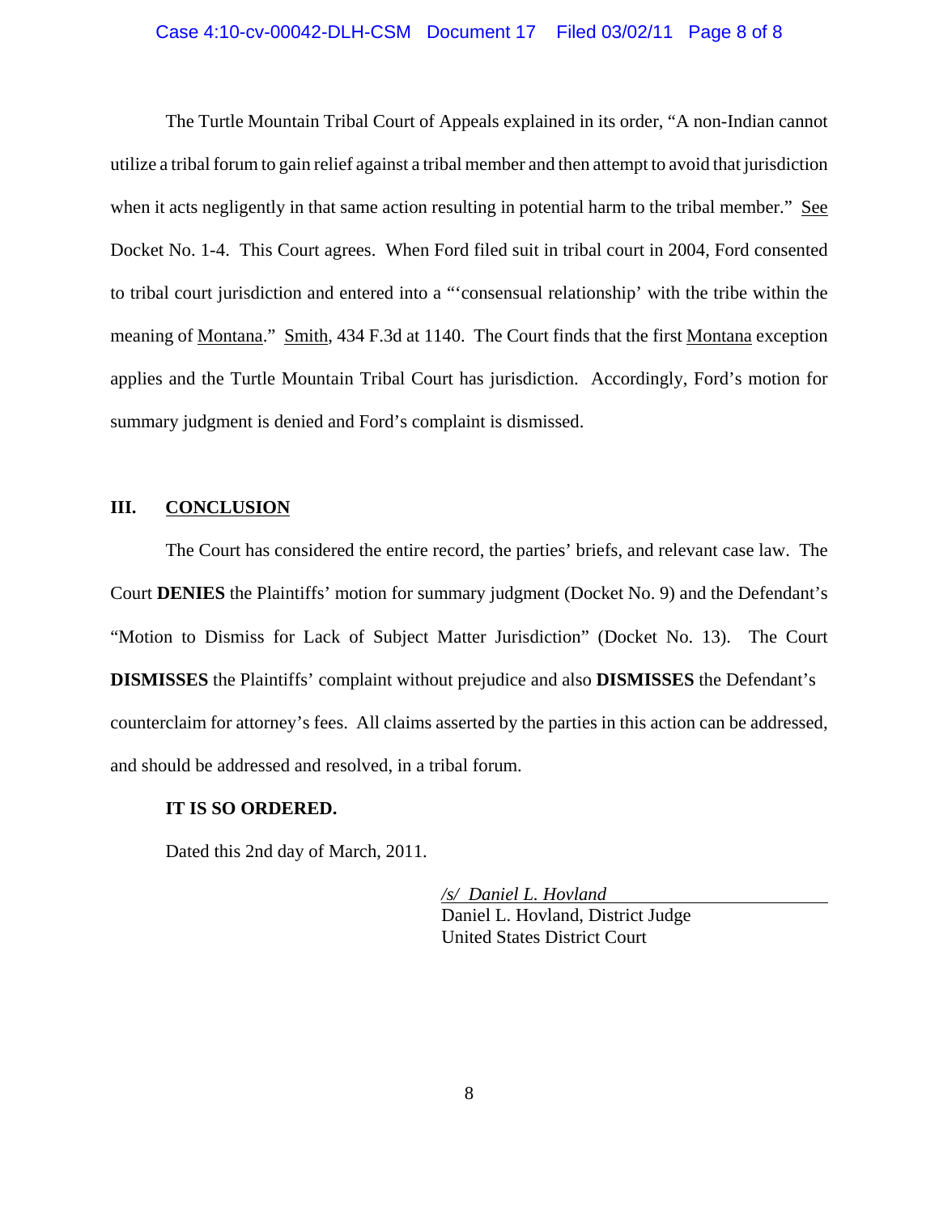The Turtle Mountain Tribal Court of Appeals explained in its order, "A non-Indian cannot utilize a tribal forum to gain relief against a tribal member and then attempt to avoid that jurisdiction when it acts negligently in that same action resulting in potential harm to the tribal member." See Docket No. 1-4. This Court agrees. When Ford filed suit in tribal court in 2004, Ford consented to tribal court jurisdiction and entered into a "'consensual relationship' with the tribe within the meaning of Montana." Smith, 434 F.3d at 1140. The Court finds that the first Montana exception applies and the Turtle Mountain Tribal Court has jurisdiction. Accordingly, Ford's motion for summary judgment is denied and Ford's complaint is dismissed.

## III. CONCLUSION

The Court has considered the entire record, the parties' briefs, and relevant case law. The Court **DENIES** the Plaintiffs' motion for summary judgment (Docket No. 9) and the Defendant's "Motion to Dismiss for Lack of Subject Matter Jurisdiction" (Docket No. 13). The Court **DISMISSES** the Plaintiffs' complaint without prejudice and also **DISMISSES** the Defendant's counterclaim for attorney's fees. All claims asserted by the parties in this action can be addressed, and should be addressed and resolved, in a tribal forum.

**IT IS SO ORDERED.**

Dated this 2nd day of March, 2011.

*/s/ Daniel L. Hovland*
Daniel L. Hovland, District Judge
United States District Court